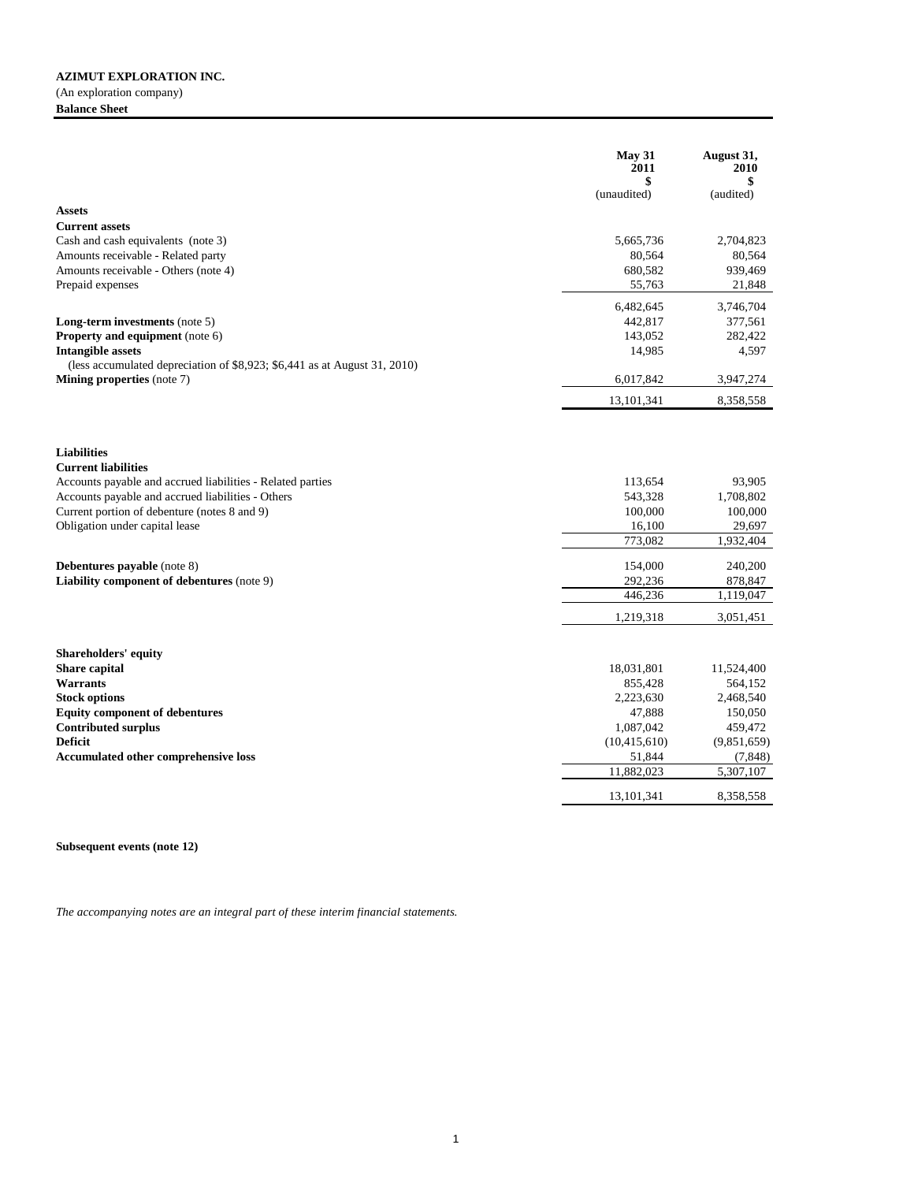**AZIMUT EXPLORATION INC.**

(An exploration company)

**Balance Sheet**

| | May 31 2011 $ (unaudited) | August 31, 2010 $ (audited) |
|---|---|---|
| **Assets** | | |
| **Current assets** | | |
| Cash and cash equivalents (note 3) | 5,665,736 | 2,704,823 |
| Amounts receivable - Related party | 80,564 | 80,564 |
| Amounts receivable - Others (note 4) | 680,582 | 939,469 |
| Prepaid expenses | 55,763 | 21,848 |
| | 6,482,645 | 3,746,704 |
| **Long-term investments** (note 5) | 442,817 | 377,561 |
| **Property and equipment** (note 6) | 143,052 | 282,422 |
| **Intangible assets** | 14,985 | 4,597 |
| (less accumulated depreciation of $8,923; $6,441 as at August 31, 2010) | | |
| **Mining properties** (note 7) | 6,017,842 | 3,947,274 |
| | 13,101,341 | 8,358,558 |
| **Liabilities** | | |
| **Current liabilities** | | |
| Accounts payable and accrued liabilities - Related parties | 113,654 | 93,905 |
| Accounts payable and accrued liabilities - Others | 543,328 | 1,708,802 |
| Current portion of debenture (notes 8 and 9) | 100,000 | 100,000 |
| Obligation under capital lease | 16,100 | 29,697 |
| | 773,082 | 1,932,404 |
| **Debentures payable** (note 8) | 154,000 | 240,200 |
| **Liability component of debentures** (note 9) | 292,236 | 878,847 |
| | 446,236 | 1,119,047 |
| | 1,219,318 | 3,051,451 |
| **Shareholders' equity** | | |
| **Share capital** | 18,031,801 | 11,524,400 |
| **Warrants** | 855,428 | 564,152 |
| **Stock options** | 2,223,630 | 2,468,540 |
| **Equity component of debentures** | 47,888 | 150,050 |
| **Contributed surplus** | 1,087,042 | 459,472 |
| **Deficit** | (10,415,610) | (9,851,659) |
| **Accumulated other comprehensive loss** | 51,844 | (7,848) |
| | 11,882,023 | 5,307,107 |
| | 13,101,341 | 8,358,558 |

**Subsequent events (note 12)**

*The accompanying notes are an integral part of these interim financial statements.*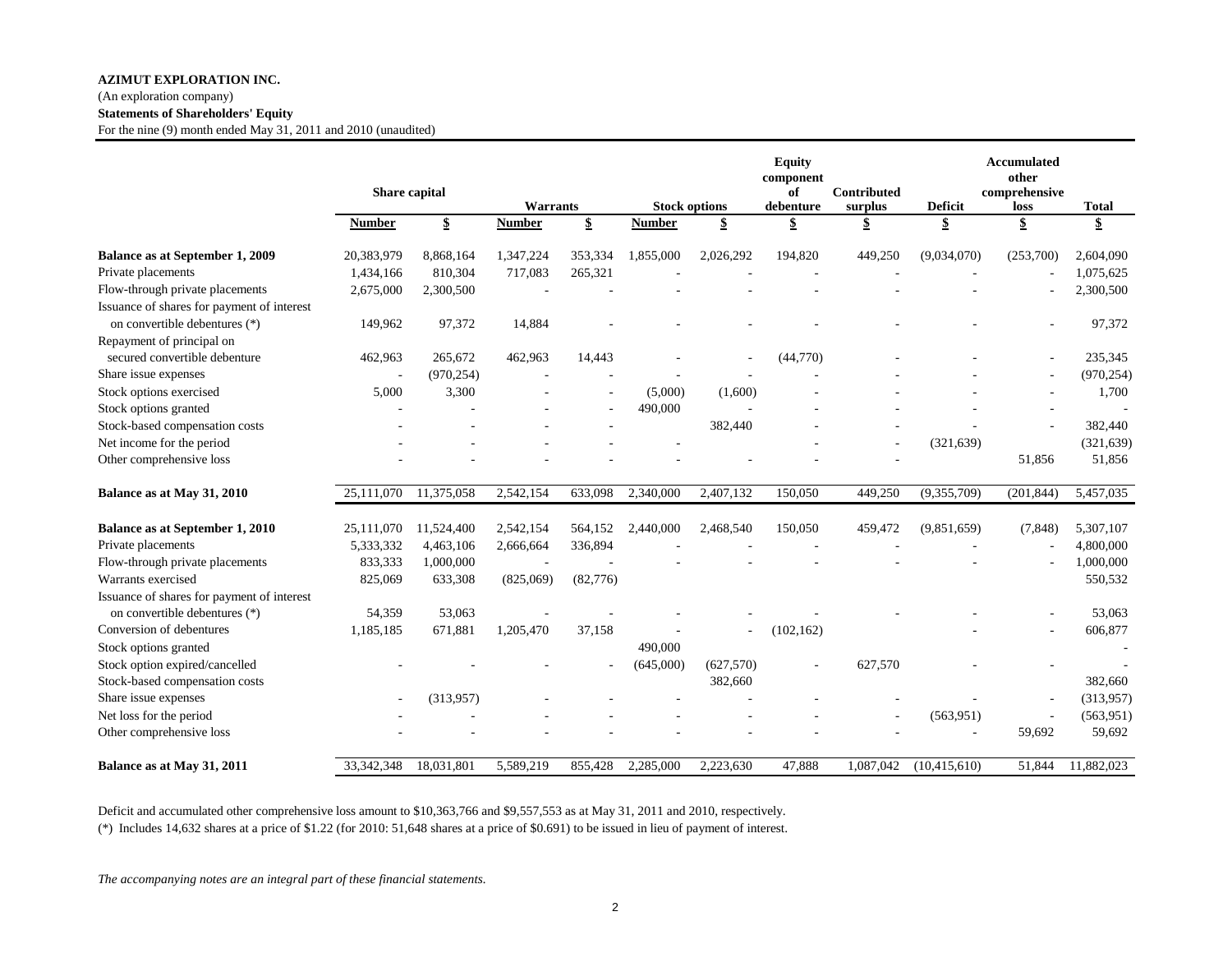**AZIMUT EXPLORATION INC.**

(An exploration company)

**Statements of Shareholders' Equity**

For the nine (9) month ended May 31, 2011 and 2010 (unaudited)

| | Share capital | | Warrants | | Stock options | | Equity component of debenture | Contributed surplus | Deficit | Accumulated other comprehensive loss | Total |
|---|---|---|---|---|---|---|---|---|---|---|---|
| | Number | $ | Number | $ | Number | $ | $ | $ | $ | $ | $ |
| **Balance as at September 1, 2009** | 20,383,979 | 8,868,164 | 1,347,224 | 353,334 | 1,855,000 | 2,026,292 | 194,820 | 449,250 | (9,034,070) | (253,700) | 2,604,090 |
| Private placements | 1,434,166 | 810,304 | 717,083 | 265,321 | - | - | - | - | - | - | 1,075,625 |
| Flow-through private placements | 2,675,000 | 2,300,500 | - | - | - | - | - | - | - | - | 2,300,500 |
| Issuance of shares for payment of interest on convertible debentures (*) | 149,962 | 97,372 | 14,884 | - | - | - | - | - | - | - | 97,372 |
| Repayment of principal on secured convertible debenture | 462,963 | 265,672 | 462,963 | 14,443 | - | - | (44,770) | - | - | - | 235,345 |
| Share issue expenses | - | (970,254) | - | - | - | - | - | - | - | - | (970,254) |
| Stock options exercised | 5,000 | 3,300 | - | - | (5,000) | (1,600) | - | - | - | - | 1,700 |
| Stock options granted | - | - | - | - | 490,000 | - | - | - | - | - | - |
| Stock-based compensation costs | - | - | - | - | - | 382,440 | - | - | - | - | 382,440 |
| Net income for the period | - | - | - | - | - | - | - | - | (321,639) | | (321,639) |
| Other comprehensive loss | - | - | - | - | - | - | - | - | | 51,856 | 51,856 |
| **Balance as at May 31, 2010** | 25,111,070 | 11,375,058 | 2,542,154 | 633,098 | 2,340,000 | 2,407,132 | 150,050 | 449,250 | (9,355,709) | (201,844) | 5,457,035 |
| **Balance as at September 1, 2010** | 25,111,070 | 11,524,400 | 2,542,154 | 564,152 | 2,440,000 | 2,468,540 | 150,050 | 459,472 | (9,851,659) | (7,848) | 5,307,107 |
| Private placements | 5,333,332 | 4,463,106 | 2,666,664 | 336,894 | - | - | - | - | - | - | 4,800,000 |
| Flow-through private placements | 833,333 | 1,000,000 | - | - | - | - | - | - | - | - | 1,000,000 |
| Warrants exercised | 825,069 | 633,308 | (825,069) | (82,776) | | | | | | | 550,532 |
| Issuance of shares for payment of interest on convertible debentures (*) | 54,359 | 53,063 | - | - | - | - | - | - | - | - | 53,063 |
| Conversion of debentures | 1,185,185 | 671,881 | 1,205,470 | 37,158 | - | - | (102,162) | | - | - | 606,877 |
| Stock options granted | | | | | 490,000 | | | | | | - |
| Stock option expired/cancelled | - | - | - | - | (645,000) | (627,570) | - | 627,570 | - | - | - |
| Stock-based compensation costs | | | | | | 382,660 | | | | | 382,660 |
| Share issue expenses | - | (313,957) | - | - | - | - | - | - | - | - | (313,957) |
| Net loss for the period | - | - | - | - | - | - | - | - | (563,951) | - | (563,951) |
| Other comprehensive loss | - | - | - | - | - | - | - | - | - | 59,692 | 59,692 |
| **Balance as at May 31, 2011** | 33,342,348 | 18,031,801 | 5,589,219 | 855,428 | 2,285,000 | 2,223,630 | 47,888 | 1,087,042 | (10,415,610) | 51,844 | 11,882,023 |

Deficit and accumulated other comprehensive loss amount to $10,363,766 and $9,557,553 as at May 31, 2011 and 2010, respectively.

(*) Includes 14,632 shares at a price of $1.22 (for 2010: 51,648 shares at a price of $0.691) to be issued in lieu of payment of interest.

*The accompanying notes are an integral part of these financial statements.*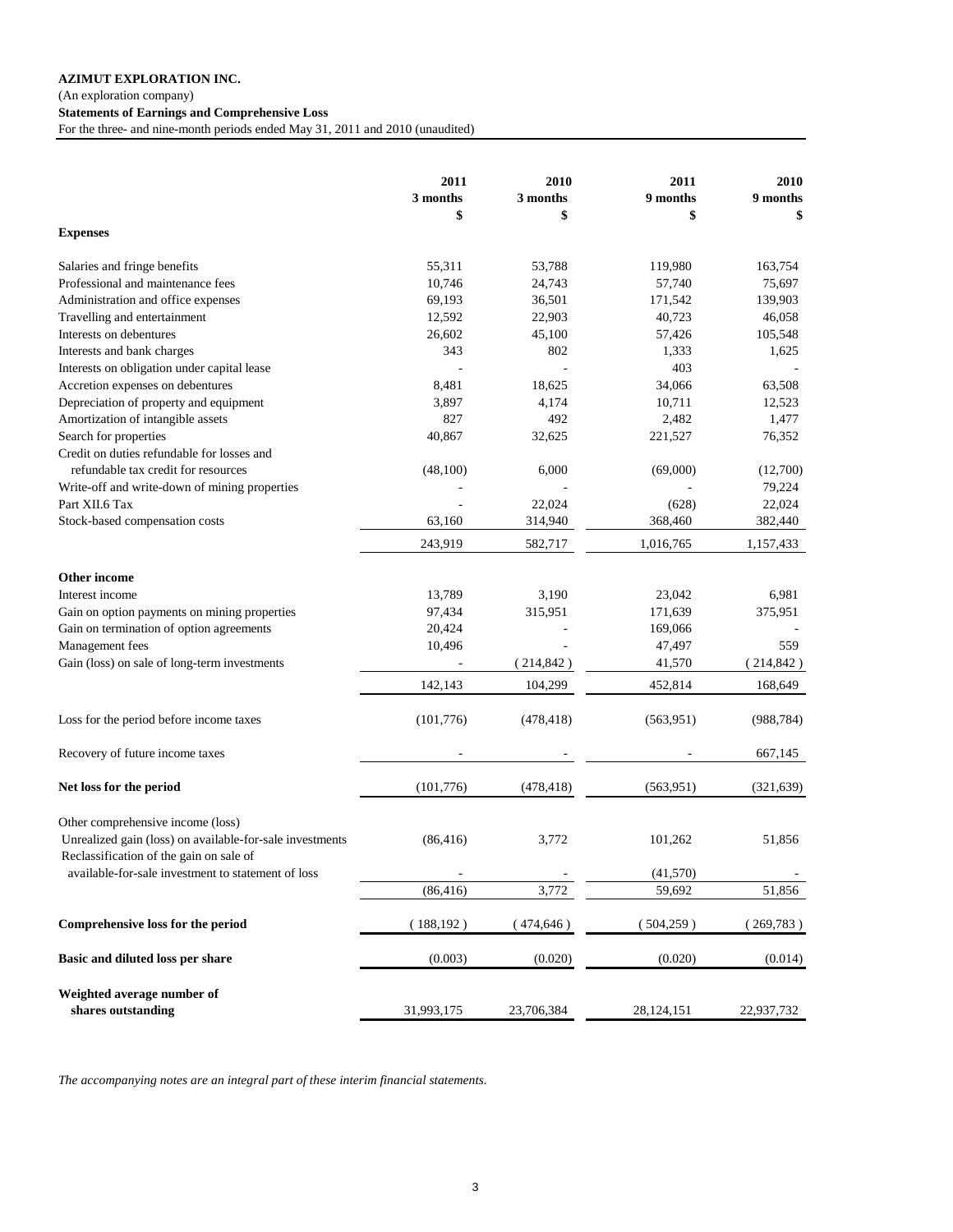**AZIMUT EXPLORATION INC.**

(An exploration company)

**Statements of Earnings and Comprehensive Loss**

For the three- and nine-month periods ended May 31, 2011 and 2010 (unaudited)

| | 2011<br>3 months<br>$ | 2010<br>3 months<br>$ | 2011<br>9 months<br>$ | 2010<br>9 months<br>$ |
|---|---|---|---|---|
| **Expenses** | | | | |
| Salaries and fringe benefits | 55,311 | 53,788 | 119,980 | 163,754 |
| Professional and maintenance fees | 10,746 | 24,743 | 57,740 | 75,697 |
| Administration and office expenses | 69,193 | 36,501 | 171,542 | 139,903 |
| Travelling and entertainment | 12,592 | 22,903 | 40,723 | 46,058 |
| Interests on debentures | 26,602 | 45,100 | 57,426 | 105,548 |
| Interests and bank charges | 343 | 802 | 1,333 | 1,625 |
| Interests on obligation under capital lease | - | - | 403 | - |
| Accretion expenses on debentures | 8,481 | 18,625 | 34,066 | 63,508 |
| Depreciation of property and equipment | 3,897 | 4,174 | 10,711 | 12,523 |
| Amortization of intangible assets | 827 | 492 | 2,482 | 1,477 |
| Search for properties | 40,867 | 32,625 | 221,527 | 76,352 |
| Credit on duties refundable for losses and refundable tax credit for resources | (48,100) | 6,000 | (69,000) | (12,700) |
| Write-off and write-down of mining properties | - | - | - | 79,224 |
| Part XII.6 Tax | - | 22,024 | (628) | 22,024 |
| Stock-based compensation costs | 63,160 | 314,940 | 368,460 | 382,440 |
| | 243,919 | 582,717 | 1,016,765 | 1,157,433 |
| **Other income** | | | | |
| Interest income | 13,789 | 3,190 | 23,042 | 6,981 |
| Gain on option payments on mining properties | 97,434 | 315,951 | 171,639 | 375,951 |
| Gain on termination of option agreements | 20,424 | - | 169,066 | - |
| Management fees | 10,496 | - | 47,497 | 559 |
| Gain (loss) on sale of long-term investments | - | (214,842) | 41,570 | (214,842) |
| | 142,143 | 104,299 | 452,814 | 168,649 |
| Loss for the period before income taxes | (101,776) | (478,418) | (563,951) | (988,784) |
| Recovery of future income taxes | - | - | - | 667,145 |
| **Net loss for the period** | (101,776) | (478,418) | (563,951) | (321,639) |
| Other comprehensive income (loss) | | | | |
| Unrealized gain (loss) on available-for-sale investments | (86,416) | 3,772 | 101,262 | 51,856 |
| Reclassification of the gain on sale of available-for-sale investment to statement of loss | - | - | (41,570) | - |
| | (86,416) | 3,772 | 59,692 | 51,856 |
| **Comprehensive loss for the period** | (188,192) | (474,646) | (504,259) | (269,783) |
| **Basic and diluted loss per share** | (0.003) | (0.020) | (0.020) | (0.014) |
| **Weighted average number of shares outstanding** | 31,993,175 | 23,706,384 | 28,124,151 | 22,937,732 |

*The accompanying notes are an integral part of these interim financial statements.*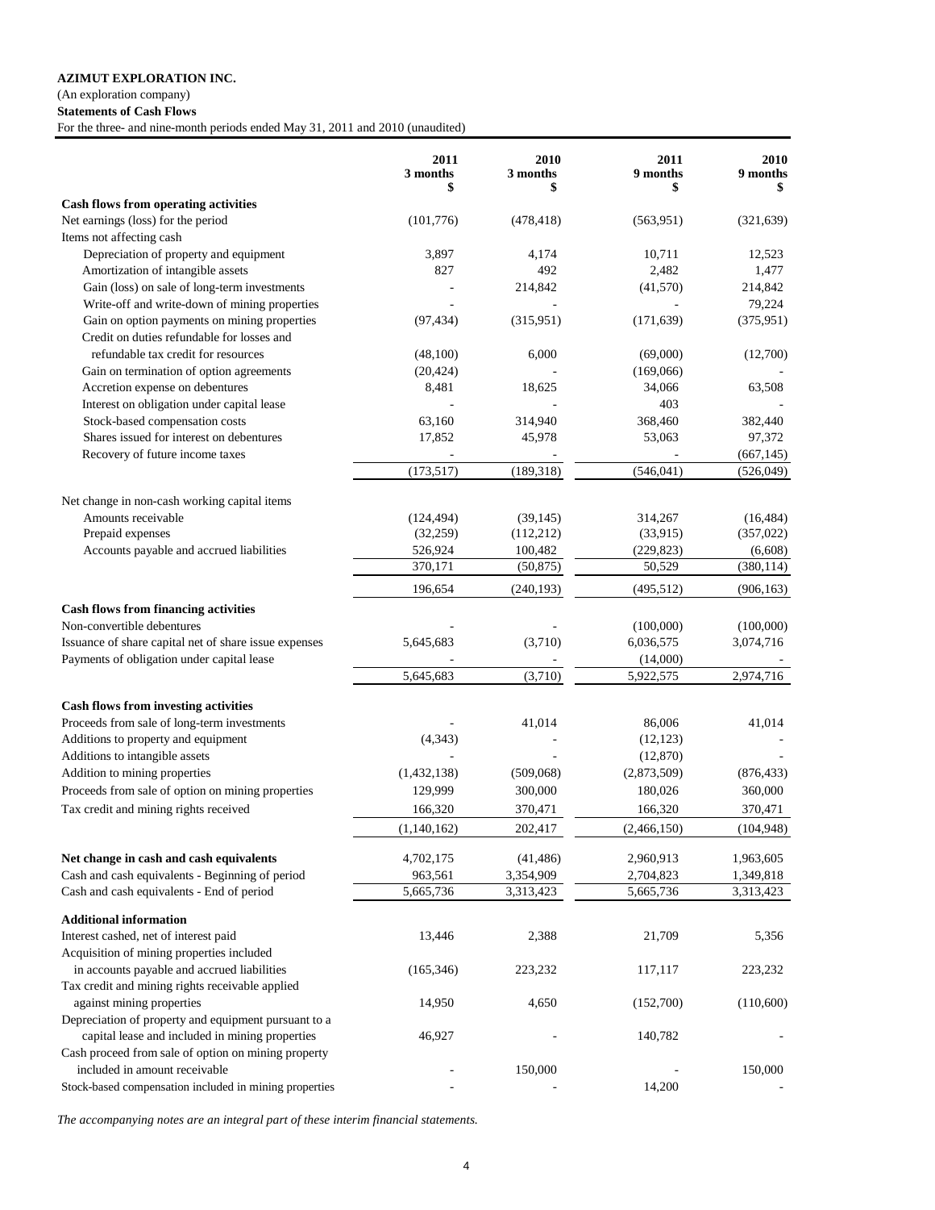**AZIMUT EXPLORATION INC.**

(An exploration company)

**Statements of Cash Flows**

For the three- and nine-month periods ended May 31, 2011 and 2010 (unaudited)

| | 2011 3 months $ | 2010 3 months $ | 2011 9 months $ | 2010 9 months $ |
|---|---|---|---|---|
| **Cash flows from operating activities** | | | | |
| Net earnings (loss) for the period | (101,776) | (478,418) | (563,951) | (321,639) |
| Items not affecting cash | | | | |
| Depreciation of property and equipment | 3,897 | 4,174 | 10,711 | 12,523 |
| Amortization of intangible assets | 827 | 492 | 2,482 | 1,477 |
| Gain (loss) on sale of long-term investments | - | 214,842 | (41,570) | 214,842 |
| Write-off and write-down of mining properties | - | - | - | 79,224 |
| Gain on option payments on mining properties | (97,434) | (315,951) | (171,639) | (375,951) |
| Credit on duties refundable for losses and refundable tax credit for resources | (48,100) | 6,000 | (69,000) | (12,700) |
| Gain on termination of option agreements | (20,424) | - | (169,066) | - |
| Accretion expense on debentures | 8,481 | 18,625 | 34,066 | 63,508 |
| Interest on obligation under capital lease | - | - | 403 | - |
| Stock-based compensation costs | 63,160 | 314,940 | 368,460 | 382,440 |
| Shares issued for interest on debentures | 17,852 | 45,978 | 53,063 | 97,372 |
| Recovery of future income taxes | - | - | - | (667,145) |
| | (173,517) | (189,318) | (546,041) | (526,049) |
| Net change in non-cash working capital items | | | | |
| Amounts receivable | (124,494) | (39,145) | 314,267 | (16,484) |
| Prepaid expenses | (32,259) | (112,212) | (33,915) | (357,022) |
| Accounts payable and accrued liabilities | 526,924 | 100,482 | (229,823) | (6,608) |
| | 370,171 | (50,875) | 50,529 | (380,114) |
| | 196,654 | (240,193) | (495,512) | (906,163) |
| **Cash flows from financing activities** | | | | |
| Non-convertible debentures | - | - | (100,000) | (100,000) |
| Issuance of share capital net of share issue expenses | 5,645,683 | (3,710) | 6,036,575 | 3,074,716 |
| Payments of obligation under capital lease | - | - | (14,000) | - |
| | 5,645,683 | (3,710) | 5,922,575 | 2,974,716 |
| **Cash flows from investing activities** | | | | |
| Proceeds from sale of long-term investments | - | 41,014 | 86,006 | 41,014 |
| Additions to property and equipment | (4,343) | - | (12,123) | - |
| Additions to intangible assets | - | - | (12,870) | - |
| Addition to mining properties | (1,432,138) | (509,068) | (2,873,509) | (876,433) |
| Proceeds from sale of option on mining properties | 129,999 | 300,000 | 180,026 | 360,000 |
| Tax credit and mining rights received | 166,320 | 370,471 | 166,320 | 370,471 |
| | (1,140,162) | 202,417 | (2,466,150) | (104,948) |
| **Net change in cash and cash equivalents** | 4,702,175 | (41,486) | 2,960,913 | 1,963,605 |
| Cash and cash equivalents - Beginning of period | 963,561 | 3,354,909 | 2,704,823 | 1,349,818 |
| Cash and cash equivalents - End of period | 5,665,736 | 3,313,423 | 5,665,736 | 3,313,423 |
| **Additional information** | | | | |
| Interest cashed, net of interest paid | 13,446 | 2,388 | 21,709 | 5,356 |
| Acquisition of mining properties included in accounts payable and accrued liabilities | (165,346) | 223,232 | 117,117 | 223,232 |
| Tax credit and mining rights receivable applied against mining properties | 14,950 | 4,650 | (152,700) | (110,600) |
| Depreciation of property and equipment pursuant to a capital lease and included in mining properties | 46,927 | - | 140,782 | - |
| Cash proceed from sale of option on mining property included in amount receivable | - | 150,000 | - | 150,000 |
| Stock-based compensation included in mining properties | - | - | 14,200 | - |

*The accompanying notes are an integral part of these interim financial statements.*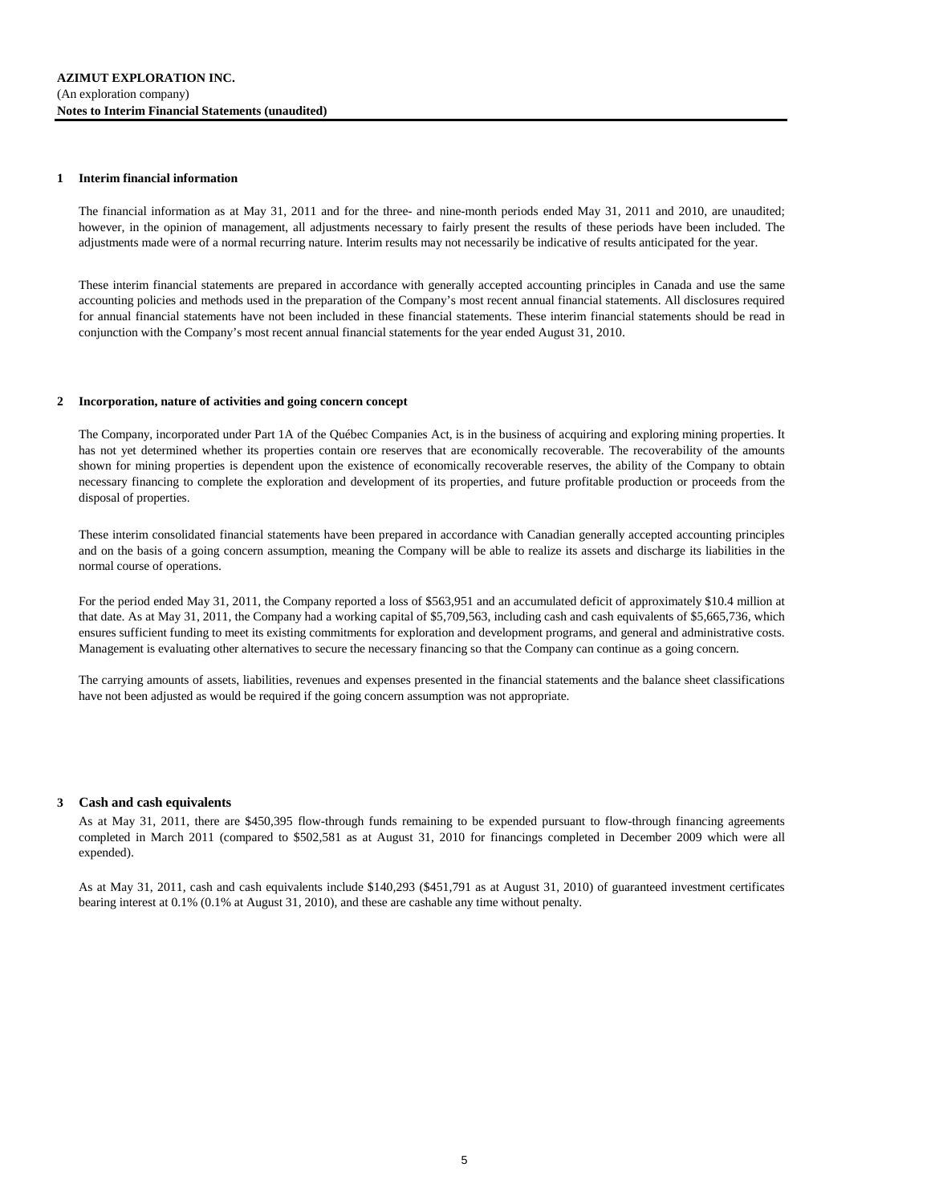**AZIMUT EXPLORATION INC.**
(An exploration company)
**Notes to Interim Financial Statements (unaudited)**

## 1 Interim financial information

The financial information as at May 31, 2011 and for the three- and nine-month periods ended May 31, 2011 and 2010, are unaudited; however, in the opinion of management, all adjustments necessary to fairly present the results of these periods have been included. The adjustments made were of a normal recurring nature. Interim results may not necessarily be indicative of results anticipated for the year.

These interim financial statements are prepared in accordance with generally accepted accounting principles in Canada and use the same accounting policies and methods used in the preparation of the Company's most recent annual financial statements. All disclosures required for annual financial statements have not been included in these financial statements. These interim financial statements should be read in conjunction with the Company's most recent annual financial statements for the year ended August 31, 2010.

## 2 Incorporation, nature of activities and going concern concept

The Company, incorporated under Part 1A of the Québec Companies Act, is in the business of acquiring and exploring mining properties. It has not yet determined whether its properties contain ore reserves that are economically recoverable. The recoverability of the amounts shown for mining properties is dependent upon the existence of economically recoverable reserves, the ability of the Company to obtain necessary financing to complete the exploration and development of its properties, and future profitable production or proceeds from the disposal of properties.

These interim consolidated financial statements have been prepared in accordance with Canadian generally accepted accounting principles and on the basis of a going concern assumption, meaning the Company will be able to realize its assets and discharge its liabilities in the normal course of operations.

For the period ended May 31, 2011, the Company reported a loss of $563,951 and an accumulated deficit of approximately $10.4 million at that date. As at May 31, 2011, the Company had a working capital of $5,709,563, including cash and cash equivalents of $5,665,736, which ensures sufficient funding to meet its existing commitments for exploration and development programs, and general and administrative costs. Management is evaluating other alternatives to secure the necessary financing so that the Company can continue as a going concern.

The carrying amounts of assets, liabilities, revenues and expenses presented in the financial statements and the balance sheet classifications have not been adjusted as would be required if the going concern assumption was not appropriate.

## 3 Cash and cash equivalents

As at May 31, 2011, there are $450,395 flow-through funds remaining to be expended pursuant to flow-through financing agreements completed in March 2011 (compared to $502,581 as at August 31, 2010 for financings completed in December 2009 which were all expended).

As at May 31, 2011, cash and cash equivalents include $140,293 ($451,791 as at August 31, 2010) of guaranteed investment certificates bearing interest at 0.1% (0.1% at August 31, 2010), and these are cashable any time without penalty.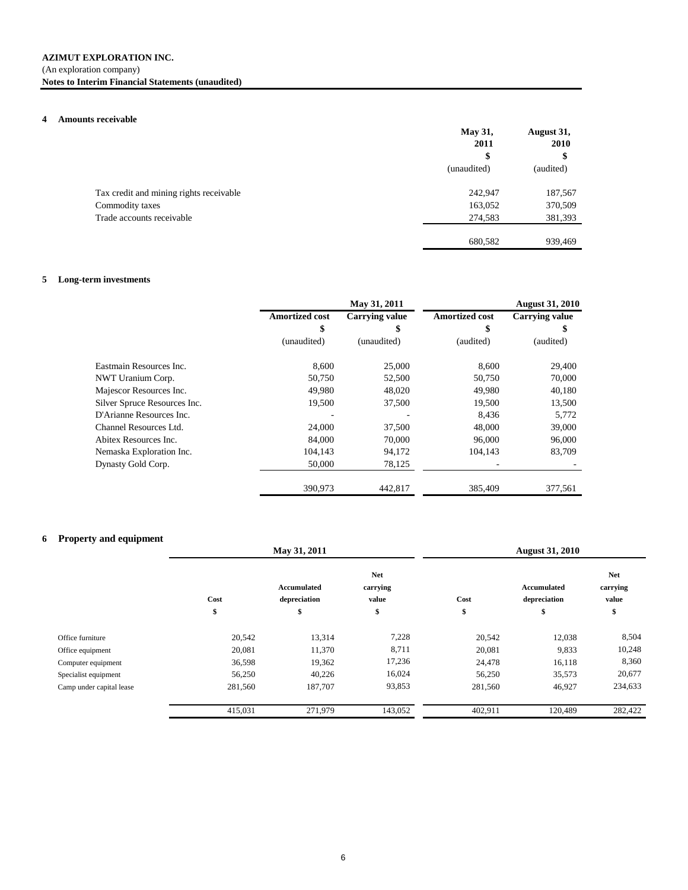**AZIMUT EXPLORATION INC.**
(An exploration company)
**Notes to Interim Financial Statements (unaudited)**

## 4 Amounts receivable

| | May 31, 2011 | August 31, 2010 |
|---|---|---|
| | $ | $ |
| | (unaudited) | (audited) |
| Tax credit and mining rights receivable | 242,947 | 187,567 |
| Commodity taxes | 163,052 | 370,509 |
| Trade accounts receivable | 274,583 | 381,393 |
| | 680,582 | 939,469 |

## 5 Long-term investments

| | May 31, 2011 | | August 31, 2010 | |
|---|---|---|---|---|
| | Amortized cost | Carrying value | Amortized cost | Carrying value |
| | $ | $ | $ | $ |
| | (unaudited) | (unaudited) | (audited) | (audited) |
| Eastmain Resources Inc. | 8,600 | 25,000 | 8,600 | 29,400 |
| NWT Uranium Corp. | 50,750 | 52,500 | 50,750 | 70,000 |
| Majescor Resources Inc. | 49,980 | 48,020 | 49,980 | 40,180 |
| Silver Spruce Resources Inc. | 19,500 | 37,500 | 19,500 | 13,500 |
| D'Arianne Resources Inc. | - | - | 8,436 | 5,772 |
| Channel Resources Ltd. | 24,000 | 37,500 | 48,000 | 39,000 |
| Abitex Resources Inc. | 84,000 | 70,000 | 96,000 | 96,000 |
| Nemaska Exploration Inc. | 104,143 | 94,172 | 104,143 | 83,709 |
| Dynasty Gold Corp. | 50,000 | 78,125 | - | - |
| | 390,973 | 442,817 | 385,409 | 377,561 |

## 6 Property and equipment

| | May 31, 2011 | | | August 31, 2010 | | |
|---|---|---|---|---|---|---|
| | Cost | Accumulated depreciation | Net carrying value | Cost | Accumulated depreciation | Net carrying value |
| | $ | $ | $ | $ | $ | $ |
| Office furniture | 20,542 | 13,314 | 7,228 | 20,542 | 12,038 | 8,504 |
| Office equipment | 20,081 | 11,370 | 8,711 | 20,081 | 9,833 | 10,248 |
| Computer equipment | 36,598 | 19,362 | 17,236 | 24,478 | 16,118 | 8,360 |
| Specialist equipment | 56,250 | 40,226 | 16,024 | 56,250 | 35,573 | 20,677 |
| Camp under capital lease | 281,560 | 187,707 | 93,853 | 281,560 | 46,927 | 234,633 |
| | 415,031 | 271,979 | 143,052 | 402,911 | 120,489 | 282,422 |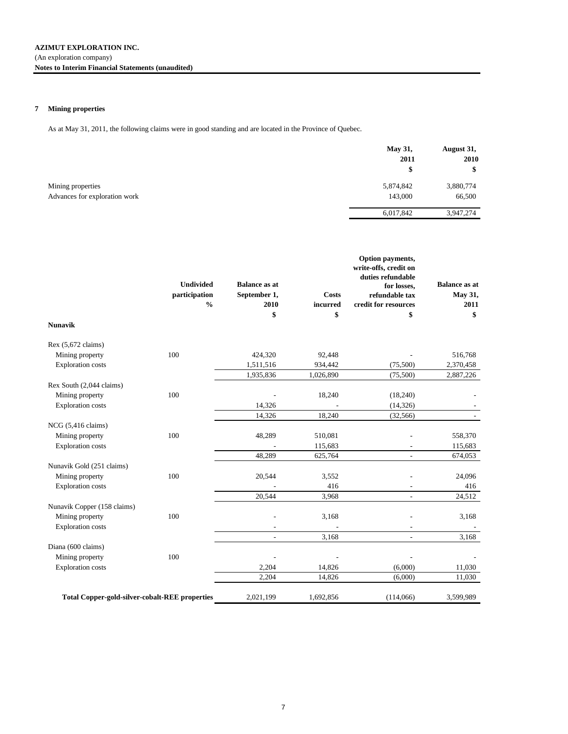**AZIMUT EXPLORATION INC.**
(An exploration company)
**Notes to Interim Financial Statements (unaudited)**

## 7 Mining properties

As at May 31, 2011, the following claims were in good standing and are located in the Province of Quebec.

| | May 31, 2011 $ | August 31, 2010 $ |
|---|---|---|
| Mining properties | 5,874,842 | 3,880,774 |
| Advances for exploration work | 143,000 | 66,500 |
| | 6,017,842 | 3,947,274 |

| | Undivided participation % | Balance as at September 1, 2010 $ | Costs incurred $ | Option payments, write-offs, credit on duties refundable for losses, refundable tax credit for resources $ | Balance as at May 31, 2011 $ |
|---|---|---|---|---|---|
| **Nunavik** | | | | | |
| Rex (5,672 claims) | | | | | |
| Mining property | 100 | 424,320 | 92,448 | - | 516,768 |
| Exploration costs | | 1,511,516 | 934,442 | (75,500) | 2,370,458 |
| | | 1,935,836 | 1,026,890 | (75,500) | 2,887,226 |
| Rex South (2,044 claims) | | | | | |
| Mining property | 100 | - | 18,240 | (18,240) | - |
| Exploration costs | | 14,326 | - | (14,326) | - |
| | | 14,326 | 18,240 | (32,566) | - |
| NCG (5,416 claims) | | | | | |
| Mining property | 100 | 48,289 | 510,081 | - | 558,370 |
| Exploration costs | | - | 115,683 | - | 115,683 |
| | | 48,289 | 625,764 | - | 674,053 |
| Nunavik Gold (251 claims) | | | | | |
| Mining property | 100 | 20,544 | 3,552 | - | 24,096 |
| Exploration costs | | - | 416 | - | 416 |
| | | 20,544 | 3,968 | - | 24,512 |
| Nunavik Copper (158 claims) | | | | | |
| Mining property | 100 | - | 3,168 | - | 3,168 |
| Exploration costs | | - | - | - | - |
| | | - | 3,168 | - | 3,168 |
| Diana (600 claims) | | | | | |
| Mining property | 100 | - | - | - | - |
| Exploration costs | | 2,204 | 14,826 | (6,000) | 11,030 |
| | | 2,204 | 14,826 | (6,000) | 11,030 |
| **Total Copper-gold-silver-cobalt-REE properties** | | 2,021,199 | 1,692,856 | (114,066) | 3,599,989 |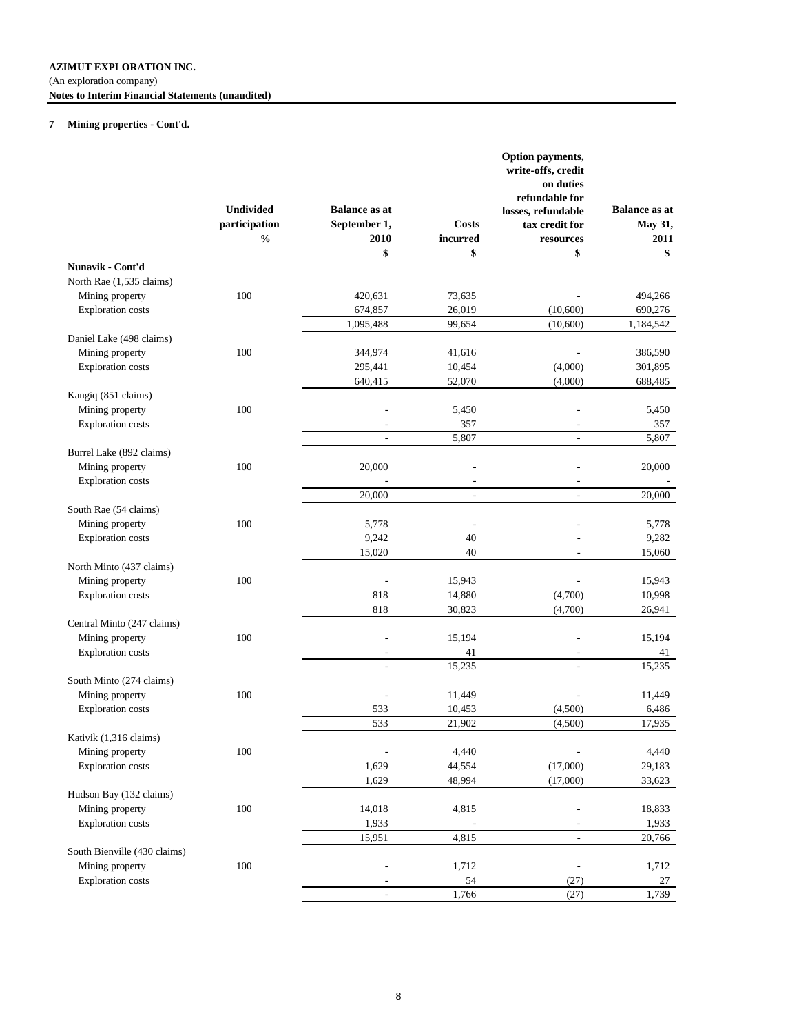**AZIMUT EXPLORATION INC.**
(An exploration company)
**Notes to Interim Financial Statements (unaudited)**

**7 Mining properties - Cont'd.**

| | Undivided participation % | Balance as at September 1, 2010 $ | Costs incurred $ | Option payments, write-offs, credit on duties refundable for losses, refundable tax credit for resources $ | Balance as at May 31, 2011 $ |
|---|---|---|---|---|---|
| **Nunavik - Cont'd** | | | | | |
| North Rae (1,535 claims) | | | | | |
| Mining property | 100 | 420,631 | 73,635 | - | 494,266 |
| Exploration costs | | 674,857 | 26,019 | (10,600) | 690,276 |
| | | 1,095,488 | 99,654 | (10,600) | 1,184,542 |
| Daniel Lake (498 claims) | | | | | |
| Mining property | 100 | 344,974 | 41,616 | - | 386,590 |
| Exploration costs | | 295,441 | 10,454 | (4,000) | 301,895 |
| | | 640,415 | 52,070 | (4,000) | 688,485 |
| Kangiq (851 claims) | | | | | |
| Mining property | 100 | - | 5,450 | - | 5,450 |
| Exploration costs | | - | 357 | - | 357 |
| | | - | 5,807 | - | 5,807 |
| Burrel Lake (892 claims) | | | | | |
| Mining property | 100 | 20,000 | - | - | 20,000 |
| Exploration costs | | - | - | - | - |
| | | 20,000 | - | - | 20,000 |
| South Rae (54 claims) | | | | | |
| Mining property | 100 | 5,778 | - | - | 5,778 |
| Exploration costs | | 9,242 | 40 | - | 9,282 |
| | | 15,020 | 40 | - | 15,060 |
| North Minto (437 claims) | | | | | |
| Mining property | 100 | - | 15,943 | - | 15,943 |
| Exploration costs | | 818 | 14,880 | (4,700) | 10,998 |
| | | 818 | 30,823 | (4,700) | 26,941 |
| Central Minto (247 claims) | | | | | |
| Mining property | 100 | - | 15,194 | - | 15,194 |
| Exploration costs | | - | 41 | - | 41 |
| | | - | 15,235 | - | 15,235 |
| South Minto (274 claims) | | | | | |
| Mining property | 100 | - | 11,449 | - | 11,449 |
| Exploration costs | | 533 | 10,453 | (4,500) | 6,486 |
| | | 533 | 21,902 | (4,500) | 17,935 |
| Kativik (1,316 claims) | | | | | |
| Mining property | 100 | - | 4,440 | - | 4,440 |
| Exploration costs | | 1,629 | 44,554 | (17,000) | 29,183 |
| | | 1,629 | 48,994 | (17,000) | 33,623 |
| Hudson Bay (132 claims) | | | | | |
| Mining property | 100 | 14,018 | 4,815 | - | 18,833 |
| Exploration costs | | 1,933 | - | - | 1,933 |
| | | 15,951 | 4,815 | - | 20,766 |
| South Bienville (430 claims) | | | | | |
| Mining property | 100 | - | 1,712 | - | 1,712 |
| Exploration costs | | - | 54 | (27) | 27 |
| | | - | 1,766 | (27) | 1,739 |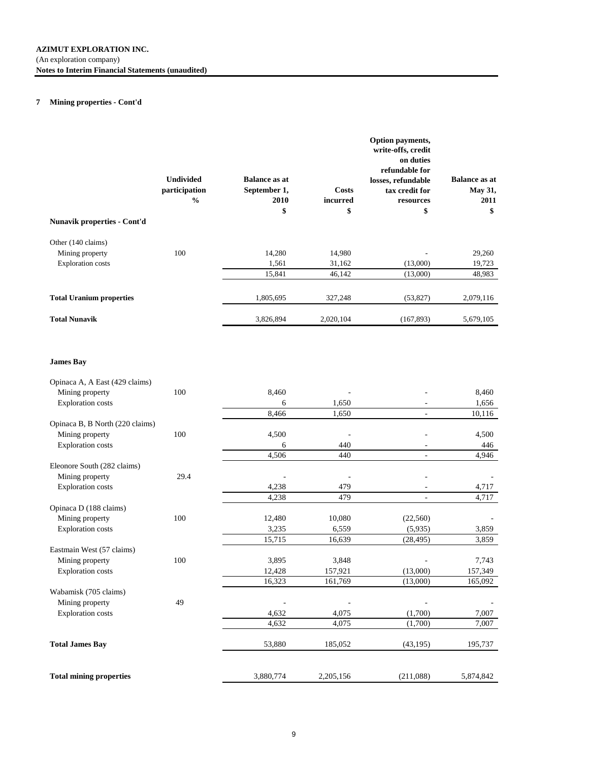**AZIMUT EXPLORATION INC.**
(An exploration company)
**Notes to Interim Financial Statements (unaudited)**

## 7 Mining properties - Cont'd

| | Undivided participation % | Balance as at September 1, 2010 $ | Costs incurred $ | Option payments, write-offs, credit on duties refundable for losses, refundable tax credit for resources $ | Balance as at May 31, 2011 $ |
|---|---|---|---|---|---|
| **Nunavik properties - Cont'd** | | | | | |
| Other (140 claims) | | | | | |
| Mining property | 100 | 14,280 | 14,980 | - | 29,260 |
| Exploration costs | | 1,561 | 31,162 | (13,000) | 19,723 |
| | | 15,841 | 46,142 | (13,000) | 48,983 |
| **Total Uranium properties** | | 1,805,695 | 327,248 | (53,827) | 2,079,116 |
| **Total Nunavik** | | 3,826,894 | 2,020,104 | (167,893) | 5,679,105 |
| **James Bay** | | | | | |
| Opinaca A, A East (429 claims) | | | | | |
| Mining property | 100 | 8,460 | - | - | 8,460 |
| Exploration costs | | 6 | 1,650 | - | 1,656 |
| | | 8,466 | 1,650 | - | 10,116 |
| Opinaca B, B North (220 claims) | | | | | |
| Mining property | 100 | 4,500 | - | - | 4,500 |
| Exploration costs | | 6 | 440 | - | 446 |
| | | 4,506 | 440 | - | 4,946 |
| Eleonore South (282 claims) | | | | | |
| Mining property | 29.4 | - | - | - | - |
| Exploration costs | | 4,238 | 479 | - | 4,717 |
| | | 4,238 | 479 | - | 4,717 |
| Opinaca D (188 claims) | | | | | |
| Mining property | 100 | 12,480 | 10,080 | (22,560) | - |
| Exploration costs | | 3,235 | 6,559 | (5,935) | 3,859 |
| | | 15,715 | 16,639 | (28,495) | 3,859 |
| Eastmain West (57 claims) | | | | | |
| Mining property | 100 | 3,895 | 3,848 | - | 7,743 |
| Exploration costs | | 12,428 | 157,921 | (13,000) | 157,349 |
| | | 16,323 | 161,769 | (13,000) | 165,092 |
| Wabamisk (705 claims) | | | | | |
| Mining property | 49 | - | - | - | - |
| Exploration costs | | 4,632 | 4,075 | (1,700) | 7,007 |
| | | 4,632 | 4,075 | (1,700) | 7,007 |
| **Total James Bay** | | 53,880 | 185,052 | (43,195) | 195,737 |
| **Total mining properties** | | 3,880,774 | 2,205,156 | (211,088) | 5,874,842 |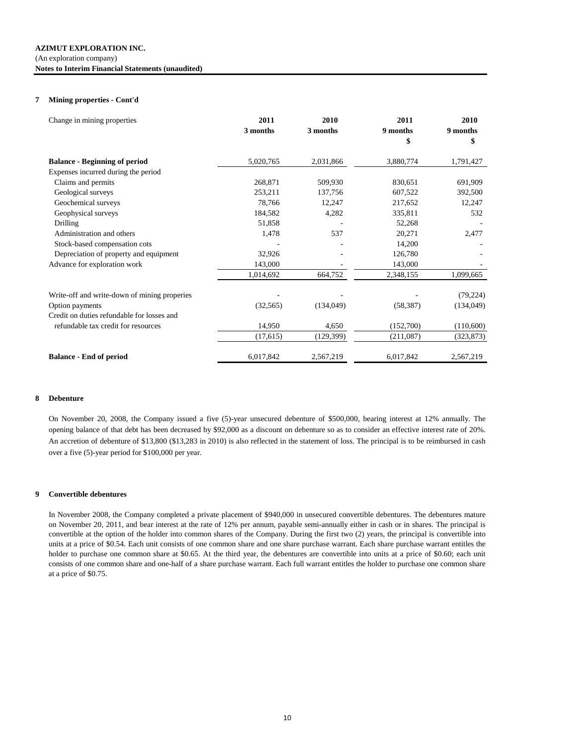**AZIMUT EXPLORATION INC.**
(An exploration company)
**Notes to Interim Financial Statements (unaudited)**

## 7 Mining properties - Cont'd

| Change in mining properties | 2011 3 months | 2010 3 months | 2011 9 months $ | 2010 9 months $ |
|---|---|---|---|---|
| **Balance - Beginning of period** | 5,020,765 | 2,031,866 | 3,880,774 | 1,791,427 |
| Expenses incurred during the period | | | | |
| Claims and permits | 268,871 | 509,930 | 830,651 | 691,909 |
| Geological surveys | 253,211 | 137,756 | 607,522 | 392,500 |
| Geochemical surveys | 78,766 | 12,247 | 217,652 | 12,247 |
| Geophysical surveys | 184,582 | 4,282 | 335,811 | 532 |
| Drilling | 51,858 | - | 52,268 | - |
| Administration and others | 1,478 | 537 | 20,271 | 2,477 |
| Stock-based compensation cots | - | - | 14,200 | - |
| Depreciation of property and equipment | 32,926 | - | 126,780 | - |
| Advance for exploration work | 143,000 | - | 143,000 | - |
| | 1,014,692 | 664,752 | 2,348,155 | 1,099,665 |
| Write-off and write-down of mining properies | - | - | - | (79,224) |
| Option payments | (32,565) | (134,049) | (58,387) | (134,049) |
| Credit on duties refundable for losses and refundable tax credit for resources | 14,950 | 4,650 | (152,700) | (110,600) |
| | (17,615) | (129,399) | (211,087) | (323,873) |
| **Balance - End of period** | 6,017,842 | 2,567,219 | 6,017,842 | 2,567,219 |

## 8 Debenture

On November 20, 2008, the Company issued a five (5)-year unsecured debenture of $500,000, bearing interest at 12% annually. The opening balance of that debt has been decreased by $92,000 as a discount on debenture so as to consider an effective interest rate of 20%. An accretion of debenture of $13,800 ($13,283 in 2010) is also reflected in the statement of loss. The principal is to be reimbursed in cash over a five (5)-year period for $100,000 per year.

## 9 Convertible debentures

In November 2008, the Company completed a private placement of $940,000 in unsecured convertible debentures. The debentures mature on November 20, 2011, and bear interest at the rate of 12% per annum, payable semi-annually either in cash or in shares. The principal is convertible at the option of the holder into common shares of the Company. During the first two (2) years, the principal is convertible into units at a price of $0.54. Each unit consists of one common share and one share purchase warrant. Each share purchase warrant entitles the holder to purchase one common share at $0.65. At the third year, the debentures are convertible into units at a price of $0.60; each unit consists of one common share and one-half of a share purchase warrant. Each full warrant entitles the holder to purchase one common share at a price of $0.75.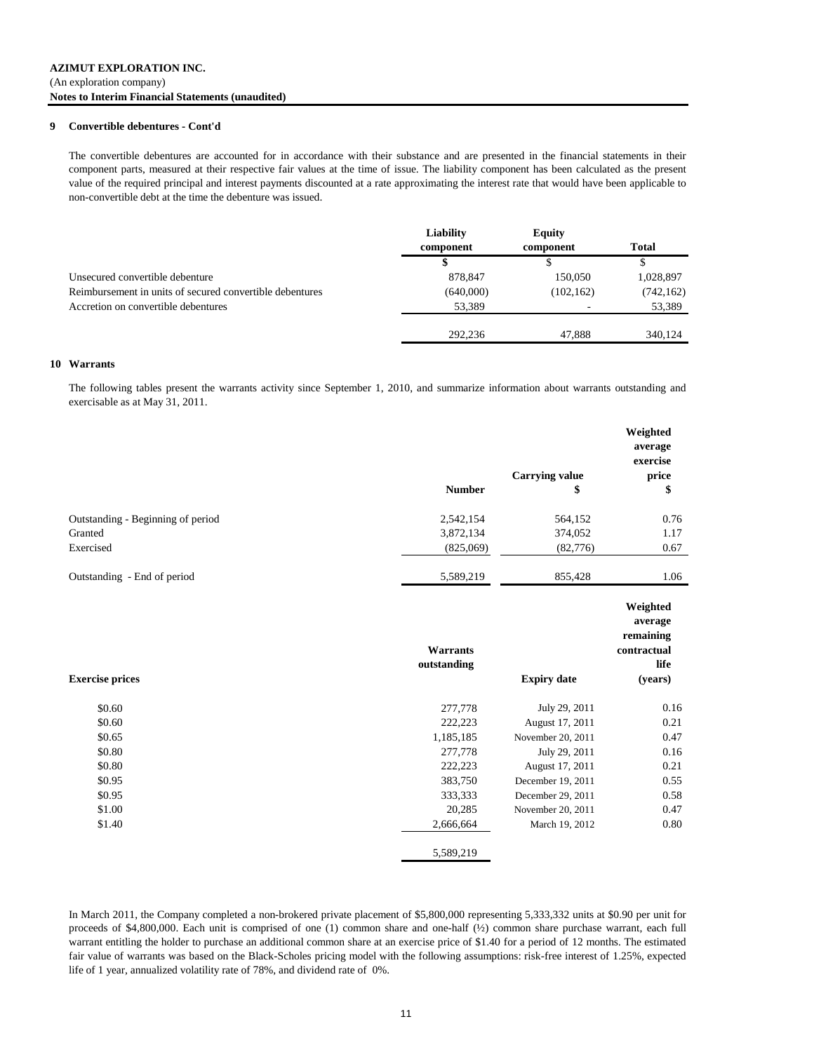**AZIMUT EXPLORATION INC.**
(An exploration company)
**Notes to Interim Financial Statements (unaudited)**

## 9 Convertible debentures - Cont'd

The convertible debentures are accounted for in accordance with their substance and are presented in the financial statements in their component parts, measured at their respective fair values at the time of issue. The liability component has been calculated as the present value of the required principal and interest payments discounted at a rate approximating the interest rate that would have been applicable to non-convertible debt at the time the debenture was issued.

| | Liability component | Equity component | Total |
|---|---|---|---|
| | $ | $ | $ |
| Unsecured convertible debenture | 878,847 | 150,050 | 1,028,897 |
| Reimbursement in units of secured convertible debentures | (640,000) | (102,162) | (742,162) |
| Accretion on convertible debentures | 53,389 | - | 53,389 |
| | 292,236 | 47,888 | 340,124 |

## 10 Warrants

The following tables present the warrants activity since September 1, 2010, and summarize information about warrants outstanding and exercisable as at May 31, 2011.

| | Number | Carrying value $ | Weighted average exercise price $ |
|---|---|---|---|
| Outstanding - Beginning of period | 2,542,154 | 564,152 | 0.76 |
| Granted | 3,872,134 | 374,052 | 1.17 |
| Exercised | (825,069) | (82,776) | 0.67 |
| Outstanding - End of period | 5,589,219 | 855,428 | 1.06 |

| Exercise prices | Warrants outstanding | Expiry date | Weighted average remaining contractual life (years) |
|---|---|---|---|
| $0.60 | 277,778 | July 29, 2011 | 0.16 |
| $0.60 | 222,223 | August 17, 2011 | 0.21 |
| $0.65 | 1,185,185 | November 20, 2011 | 0.47 |
| $0.80 | 277,778 | July 29, 2011 | 0.16 |
| $0.80 | 222,223 | August 17, 2011 | 0.21 |
| $0.95 | 383,750 | December 19, 2011 | 0.55 |
| $0.95 | 333,333 | December 29, 2011 | 0.58 |
| $1.00 | 20,285 | November 20, 2011 | 0.47 |
| $1.40 | 2,666,664 | March 19, 2012 | 0.80 |
| | 5,589,219 | | |

In March 2011, the Company completed a non-brokered private placement of $5,800,000 representing 5,333,332 units at $0.90 per unit for proceeds of $4,800,000. Each unit is comprised of one (1) common share and one-half (½) common share purchase warrant, each full warrant entitling the holder to purchase an additional common share at an exercise price of $1.40 for a period of 12 months. The estimated fair value of warrants was based on the Black-Scholes pricing model with the following assumptions: risk-free interest of 1.25%, expected life of 1 year, annualized volatility rate of 78%, and dividend rate of 0%.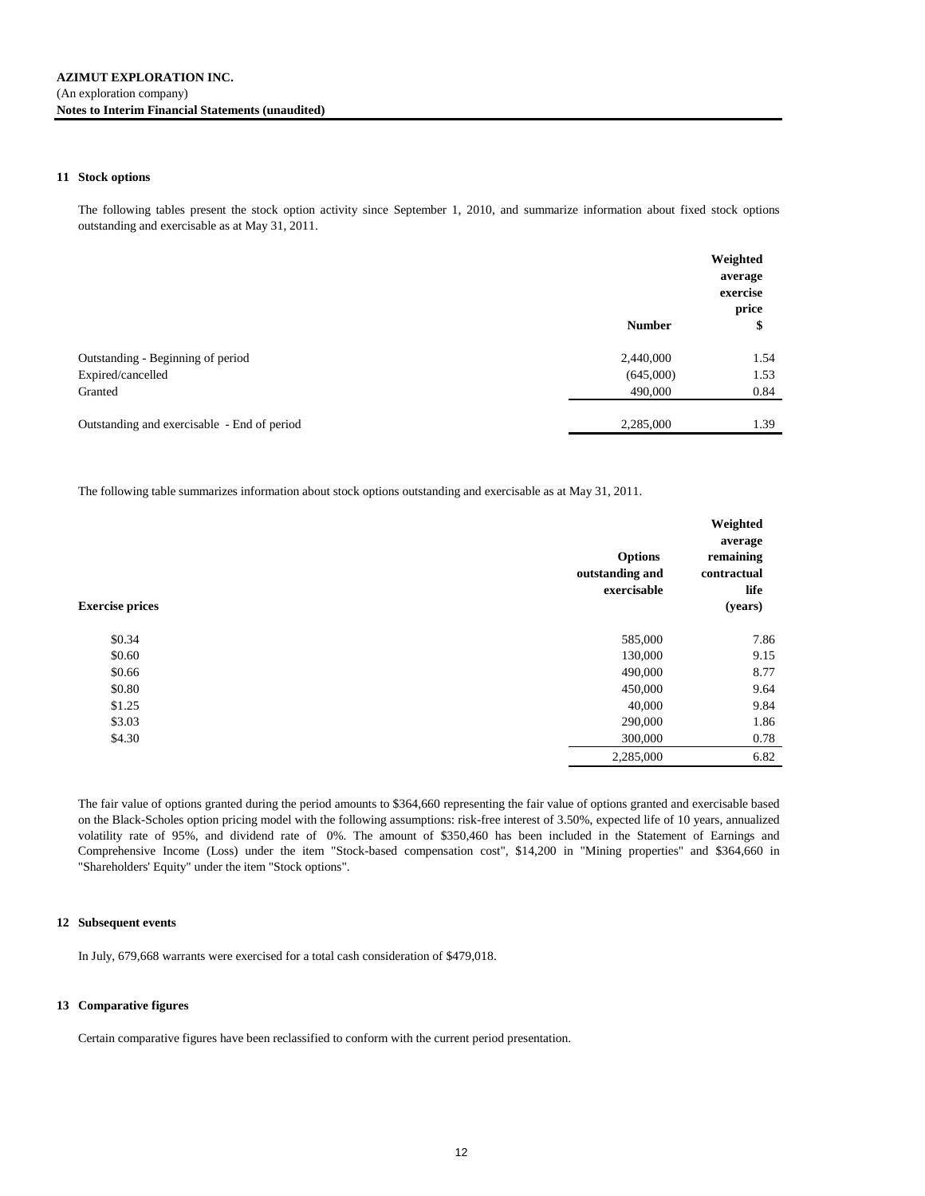**AZIMUT EXPLORATION INC.**
(An exploration company)
**Notes to Interim Financial Statements (unaudited)**

## 11 Stock options

The following tables present the stock option activity since September 1, 2010, and summarize information about fixed stock options outstanding and exercisable as at May 31, 2011.

| | Number | Weighted average exercise price $ |
|---|---|---|
| Outstanding - Beginning of period | 2,440,000 | 1.54 |
| Expired/cancelled | (645,000) | 1.53 |
| Granted | 490,000 | 0.84 |
| Outstanding and exercisable - End of period | 2,285,000 | 1.39 |

The following table summarizes information about stock options outstanding and exercisable as at May 31, 2011.

| Exercise prices | Options outstanding and exercisable | Weighted average remaining contractual life (years) |
|---|---|---|
| \$0.34 | 585,000 | 7.86 |
| \$0.60 | 130,000 | 9.15 |
| \$0.66 | 490,000 | 8.77 |
| \$0.80 | 450,000 | 9.64 |
| \$1.25 | 40,000 | 9.84 |
| \$3.03 | 290,000 | 1.86 |
| \$4.30 | 300,000 | 0.78 |
| | 2,285,000 | 6.82 |

The fair value of options granted during the period amounts to \$364,660 representing the fair value of options granted and exercisable based on the Black-Scholes option pricing model with the following assumptions: risk-free interest of 3.50%, expected life of 10 years, annualized volatility rate of 95%, and dividend rate of 0%. The amount of \$350,460 has been included in the Statement of Earnings and Comprehensive Income (Loss) under the item "Stock-based compensation cost", \$14,200 in "Mining properties" and \$364,660 in "Shareholders' Equity" under the item "Stock options".

## 12 Subsequent events

In July, 679,668 warrants were exercised for a total cash consideration of \$479,018.

## 13 Comparative figures

Certain comparative figures have been reclassified to conform with the current period presentation.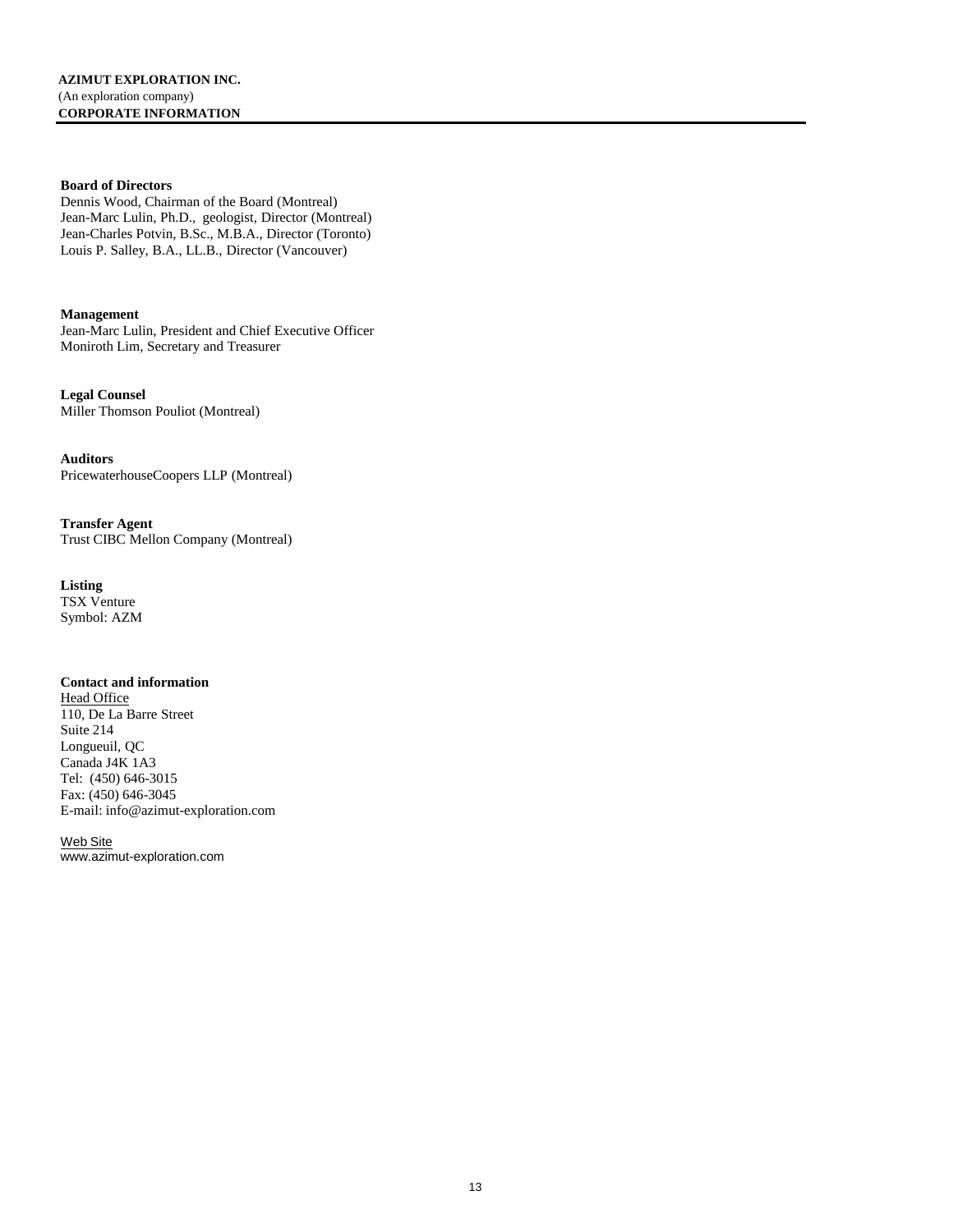**AZIMUT EXPLORATION INC.**
(An exploration company)
**CORPORATE INFORMATION**

**Board of Directors**
Dennis Wood, Chairman of the Board (Montreal)
Jean-Marc Lulin, Ph.D., geologist, Director (Montreal)
Jean-Charles Potvin, B.Sc., M.B.A., Director (Toronto)
Louis P. Salley, B.A., LL.B., Director (Vancouver)

**Management**
Jean-Marc Lulin, President and Chief Executive Officer
Moniroth Lim, Secretary and Treasurer

**Legal Counsel**
Miller Thomson Pouliot (Montreal)

**Auditors**
PricewaterhouseCoopers LLP (Montreal)

**Transfer Agent**
Trust CIBC Mellon Company (Montreal)

**Listing**
TSX Venture
Symbol: AZM

**Contact and information**
Head Office
110, De La Barre Street
Suite 214
Longueuil, QC
Canada J4K 1A3
Tel: (450) 646-3015
Fax: (450) 646-3045
E-mail: info@azimut-exploration.com

Web Site
www.azimut-exploration.com